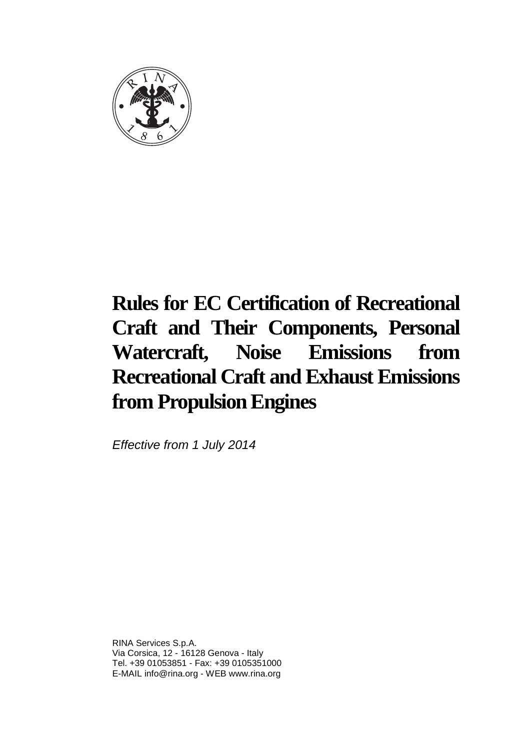# Rules for EC Certification of Recreational Craft and Their Components, Personal Watercraft, Noise Emissions from Recreational Craft and Exhaust Emissions from Propulsion Engines

*Effective from 1 July 2014*

RINA Services S.p.A.
Via Corsica, 12 - 16128 Genova - Italy
Tel. +39 01053851 - Fax: +39 0105351000
E-MAIL info@rina.org - WEB www.rina.org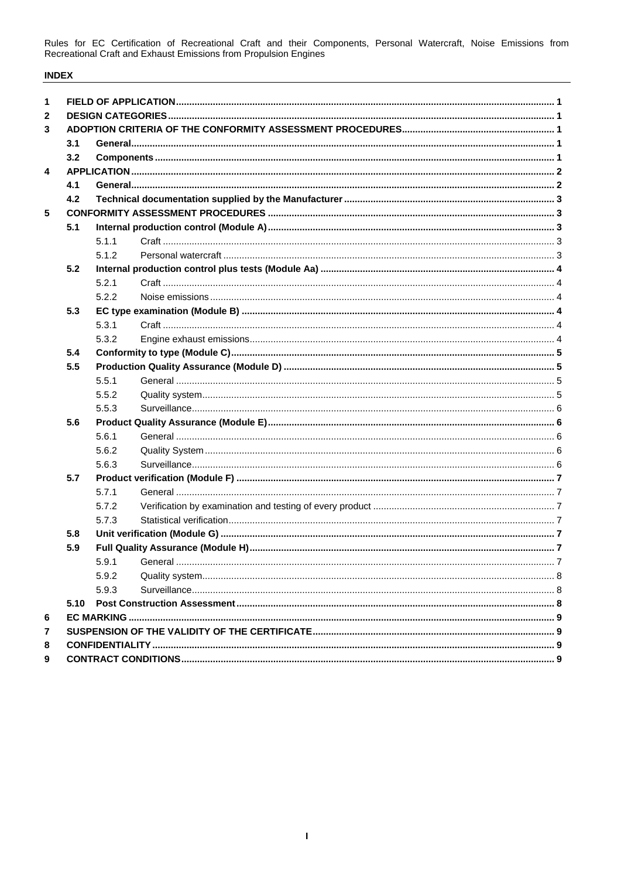**INDEX**

1 FIELD OF APPLICATION 1
2 DESIGN CATEGORIES 1
3 ADOPTION CRITERIA OF THE CONFORMITY ASSESSMENT PROCEDURES 1
- 3.1 General 1
- 3.2 Components 1

4 APPLICATION 2
- 4.1 General 2
- 4.2 Technical documentation supplied by the Manufacturer 3

5 CONFORMITY ASSESSMENT PROCEDURES 3
- 5.1 Internal production control (Module A) 3
  - 5.1.1 Craft 3
  - 5.1.2 Personal watercraft 3
- 5.2 Internal production control plus tests (Module Aa) 4
  - 5.2.1 Craft 4
  - 5.2.2 Noise emissions 4
- 5.3 EC type examination (Module B) 4
  - 5.3.1 Craft 4
  - 5.3.2 Engine exhaust emissions 4
- 5.4 Conformity to type (Module C) 5
- 5.5 Production Quality Assurance (Module D) 5
  - 5.5.1 General 5
  - 5.5.2 Quality system 5
  - 5.5.3 Surveillance 6
- 5.6 Product Quality Assurance (Module E) 6
  - 5.6.1 General 6
  - 5.6.2 Quality System 6
  - 5.6.3 Surveillance 6
- 5.7 Product verification (Module F) 7
  - 5.7.1 General 7
  - 5.7.2 Verification by examination and testing of every product 7
  - 5.7.3 Statistical verification 7
- 5.8 Unit verification (Module G) 7
- 5.9 Full Quality Assurance (Module H) 7
  - 5.9.1 General 7
  - 5.9.2 Quality system 8
  - 5.9.3 Surveillance 8
- 5.10 Post Construction Assessment 8

6 EC MARKING 9
7 SUSPENSION OF THE VALIDITY OF THE CERTIFICATE 9
8 CONFIDENTIALITY 9
9 CONTRACT CONDITIONS 9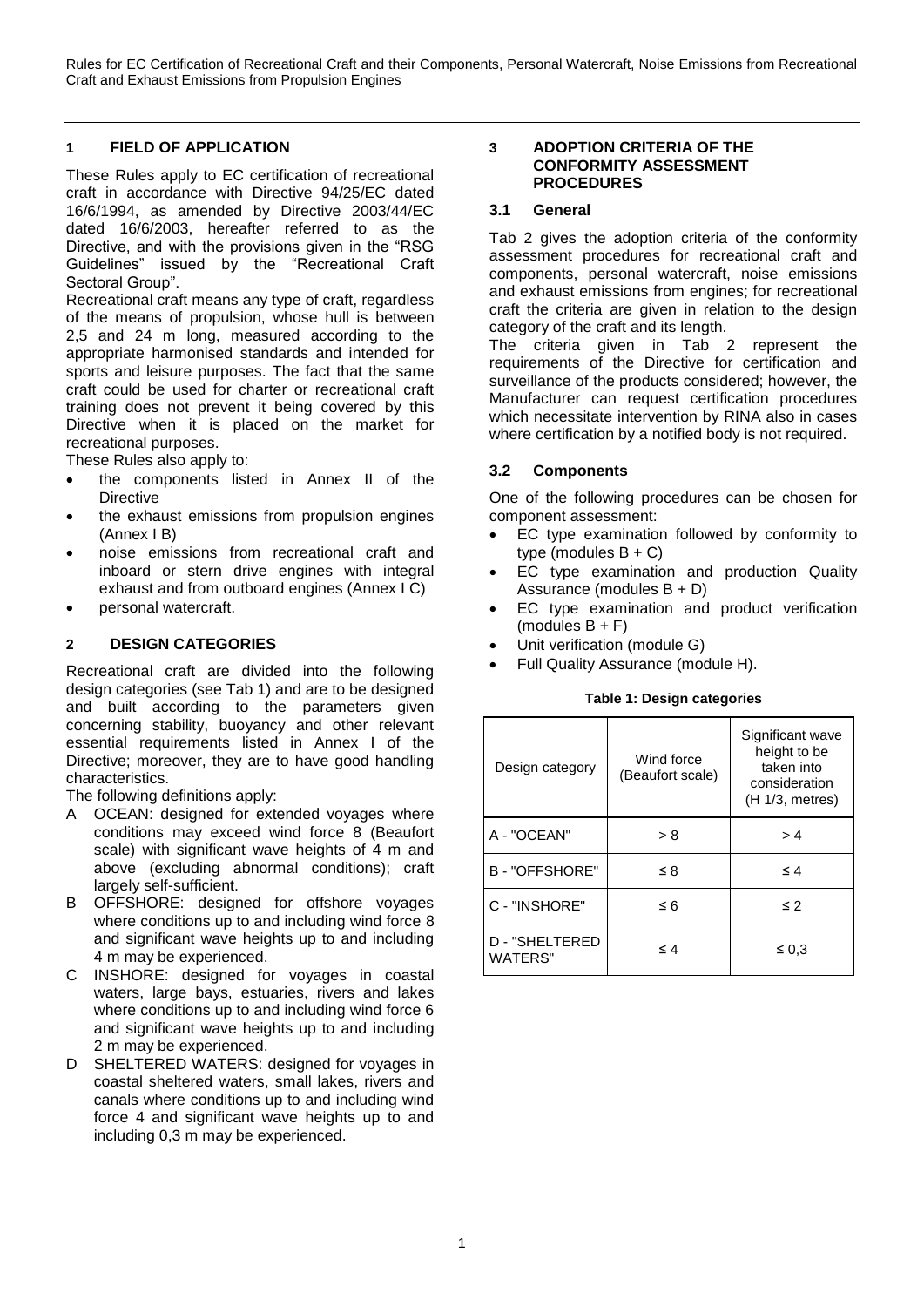## 1 FIELD OF APPLICATION

These Rules apply to EC certification of recreational craft in accordance with Directive 94/25/EC dated 16/6/1994, as amended by Directive 2003/44/EC dated 16/6/2003, hereafter referred to as the Directive, and with the provisions given in the "RSG Guidelines" issued by the "Recreational Craft Sectoral Group".

Recreational craft means any type of craft, regardless of the means of propulsion, whose hull is between 2,5 and 24 m long, measured according to the appropriate harmonised standards and intended for sports and leisure purposes. The fact that the same craft could be used for charter or recreational craft training does not prevent it being covered by this Directive when it is placed on the market for recreational purposes.

These Rules also apply to:

- the components listed in Annex II of the Directive
- the exhaust emissions from propulsion engines (Annex I B)
- noise emissions from recreational craft and inboard or stern drive engines with integral exhaust and from outboard engines (Annex I C)
- personal watercraft.

## 2 DESIGN CATEGORIES

Recreational craft are divided into the following design categories (see Tab 1) and are to be designed and built according to the parameters given concerning stability, buoyancy and other relevant essential requirements listed in Annex I of the Directive; moreover, they are to have good handling characteristics.

The following definitions apply:

- A OCEAN: designed for extended voyages where conditions may exceed wind force 8 (Beaufort scale) with significant wave heights of 4 m and above (excluding abnormal conditions); craft largely self-sufficient.
- B OFFSHORE: designed for offshore voyages where conditions up to and including wind force 8 and significant wave heights up to and including 4 m may be experienced.
- C INSHORE: designed for voyages in coastal waters, large bays, estuaries, rivers and lakes where conditions up to and including wind force 6 and significant wave heights up to and including 2 m may be experienced.
- D SHELTERED WATERS: designed for voyages in coastal sheltered waters, small lakes, rivers and canals where conditions up to and including wind force 4 and significant wave heights up to and including 0,3 m may be experienced.

## 3 ADOPTION CRITERIA OF THE CONFORMITY ASSESSMENT PROCEDURES

### 3.1 General

Tab 2 gives the adoption criteria of the conformity assessment procedures for recreational craft and components, personal watercraft, noise emissions and exhaust emissions from engines; for recreational craft the criteria are given in relation to the design category of the craft and its length.

The criteria given in Tab 2 represent the requirements of the Directive for certification and surveillance of the products considered; however, the Manufacturer can request certification procedures which necessitate intervention by RINA also in cases where certification by a notified body is not required.

### 3.2 Components

One of the following procedures can be chosen for component assessment:

- EC type examination followed by conformity to type (modules B + C)
- EC type examination and production Quality Assurance (modules B + D)
- EC type examination and product verification (modules B + F)
- Unit verification (module G)
- Full Quality Assurance (module H).

**Table 1: Design categories**

| Design category | Wind force (Beaufort scale) | Significant wave height to be taken into consideration (H 1/3, metres) |
|---|---|---|
| A - "OCEAN" | > 8 | > 4 |
| B - "OFFSHORE" | ≤ 8 | ≤ 4 |
| C - "INSHORE" | ≤ 6 | ≤ 2 |
| D - "SHELTERED WATERS" | ≤ 4 | ≤ 0,3 |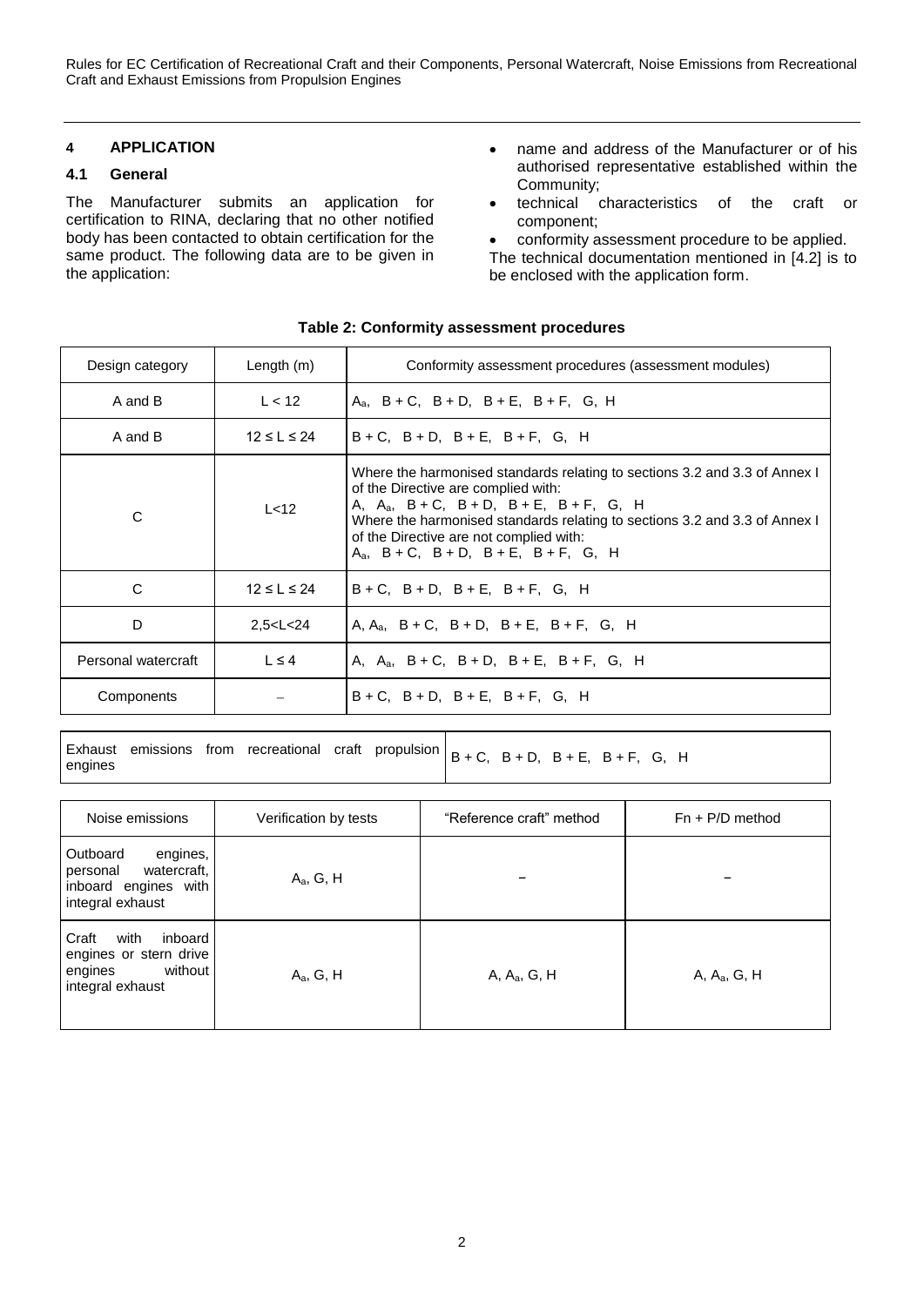## 4 APPLICATION

### 4.1 General

The Manufacturer submits an application for certification to RINA, declaring that no other notified body has been contacted to obtain certification for the same product. The following data are to be given in the application:

- name and address of the Manufacturer or of his authorised representative established within the Community;
- technical characteristics of the craft or component;
- conformity assessment procedure to be applied.

The technical documentation mentioned in [4.2] is to be enclosed with the application form.

**Table 2: Conformity assessment procedures**

| Design category | Length (m) | Conformity assessment procedures (assessment modules) |
| --- | --- | --- |
| A and B | L < 12 | $A_a$, B + C, B + D, B + E, B + F, G, H |
| A and B | 12 ≤ L ≤ 24 | B + C, B + D, B + E, B + F, G, H |
| C | L<12 | Where the harmonised standards relating to sections 3.2 and 3.3 of Annex I of the Directive are complied with: A, $A_a$, B + C, B + D, B + E, B + F, G, H<br>Where the harmonised standards relating to sections 3.2 and 3.3 of Annex I of the Directive are not complied with: $A_a$, B + C, B + D, B + E, B + F, G, H |
| C | 12 ≤ L ≤ 24 | B + C, B + D, B + E, B + F, G, H |
| D | 2,5<L<24 | A, $A_a$, B + C, B + D, B + E, B + F, G, H |
| Personal watercraft | L ≤ 4 | A, $A_a$, B + C, B + D, B + E, B + F, G, H |
| Components | – | B + C, B + D, B + E, B + F, G, H |

| Exhaust emissions from recreational craft propulsion engines | B + C, B + D, B + E, B + F, G, H |
| --- | --- |

| Noise emissions | Verification by tests | “Reference craft” method | Fn + P/D method |
| --- | --- | --- | --- |
| Outboard engines, personal watercraft, inboard engines with integral exhaust | $A_a$, G, H | – | – |
| Craft with inboard engines or stern drive engines without integral exhaust | $A_a$, G, H | A, $A_a$, G, H | A, $A_a$, G, H |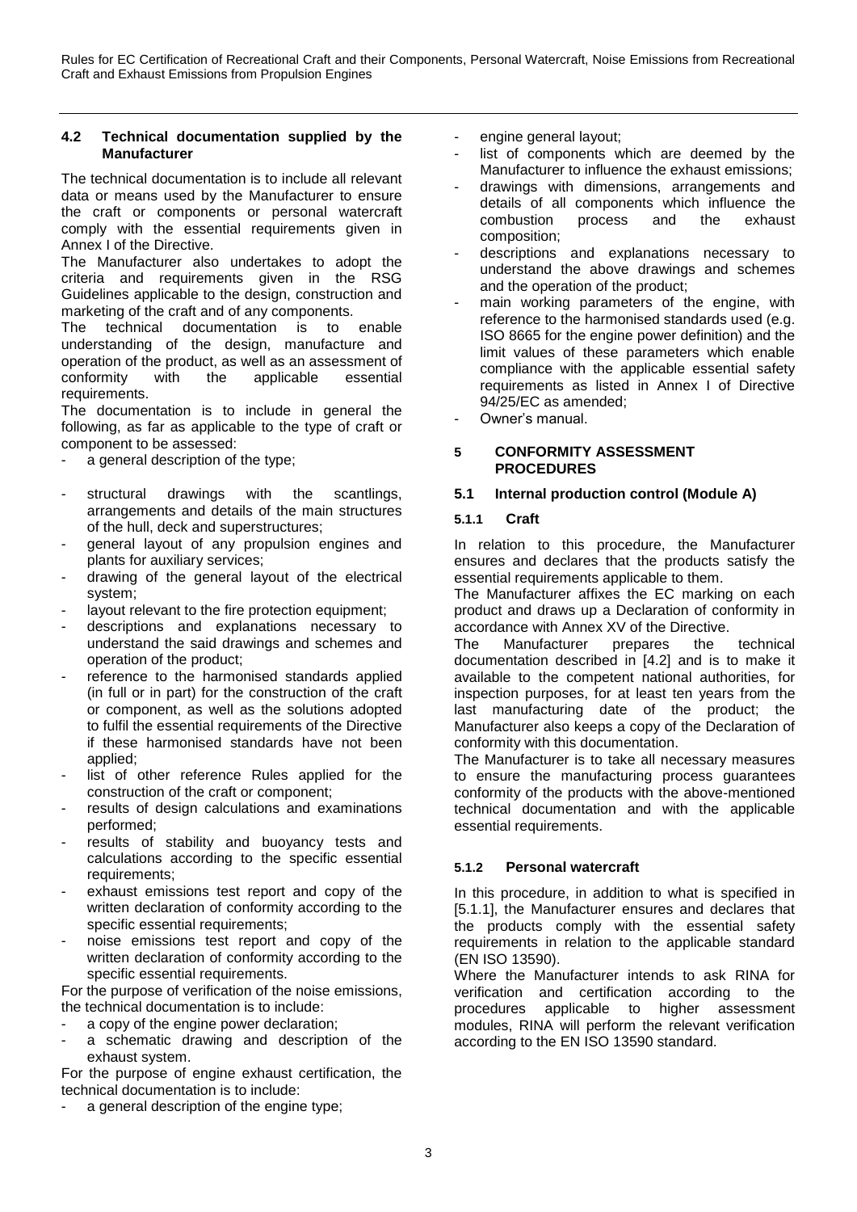### 4.2 Technical documentation supplied by the Manufacturer

The technical documentation is to include all relevant data or means used by the Manufacturer to ensure the craft or components or personal watercraft comply with the essential requirements given in Annex I of the Directive.

The Manufacturer also undertakes to adopt the criteria and requirements given in the RSG Guidelines applicable to the design, construction and marketing of the craft and of any components.

The technical documentation is to enable understanding of the design, manufacture and operation of the product, as well as an assessment of conformity with the applicable essential requirements.

The documentation is to include in general the following, as far as applicable to the type of craft or component to be assessed:

- a general description of the type;
- structural drawings with the scantlings, arrangements and details of the main structures of the hull, deck and superstructures;
- general layout of any propulsion engines and plants for auxiliary services;
- drawing of the general layout of the electrical system;
- layout relevant to the fire protection equipment;
- descriptions and explanations necessary to understand the said drawings and schemes and operation of the product;
- reference to the harmonised standards applied (in full or in part) for the construction of the craft or component, as well as the solutions adopted to fulfil the essential requirements of the Directive if these harmonised standards have not been applied;
- list of other reference Rules applied for the construction of the craft or component;
- results of design calculations and examinations performed;
- results of stability and buoyancy tests and calculations according to the specific essential requirements;
- exhaust emissions test report and copy of the written declaration of conformity according to the specific essential requirements;
- noise emissions test report and copy of the written declaration of conformity according to the specific essential requirements.

For the purpose of verification of the noise emissions, the technical documentation is to include:

- a copy of the engine power declaration;
- a schematic drawing and description of the exhaust system.

For the purpose of engine exhaust certification, the technical documentation is to include:

- a general description of the engine type;
- engine general layout;
- list of components which are deemed by the Manufacturer to influence the exhaust emissions;
- drawings with dimensions, arrangements and details of all components which influence the combustion process and the exhaust composition;
- descriptions and explanations necessary to understand the above drawings and schemes and the operation of the product;
- main working parameters of the engine, with reference to the harmonised standards used (e.g. ISO 8665 for the engine power definition) and the limit values of these parameters which enable compliance with the applicable essential safety requirements as listed in Annex I of Directive 94/25/EC as amended;
- Owner's manual.

## 5 CONFORMITY ASSESSMENT PROCEDURES

### 5.1 Internal production control (Module A)

#### 5.1.1 Craft

In relation to this procedure, the Manufacturer ensures and declares that the products satisfy the essential requirements applicable to them.

The Manufacturer affixes the EC marking on each product and draws up a Declaration of conformity in accordance with Annex XV of the Directive.

The Manufacturer prepares the technical documentation described in [4.2] and is to make it available to the competent national authorities, for inspection purposes, for at least ten years from the last manufacturing date of the product; the Manufacturer also keeps a copy of the Declaration of conformity with this documentation.

The Manufacturer is to take all necessary measures to ensure the manufacturing process guarantees conformity of the products with the above-mentioned technical documentation and with the applicable essential requirements.

#### 5.1.2 Personal watercraft

In this procedure, in addition to what is specified in [5.1.1], the Manufacturer ensures and declares that the products comply with the essential safety requirements in relation to the applicable standard (EN ISO 13590).

Where the Manufacturer intends to ask RINA for verification and certification according to the procedures applicable to higher assessment modules, RINA will perform the relevant verification according to the EN ISO 13590 standard.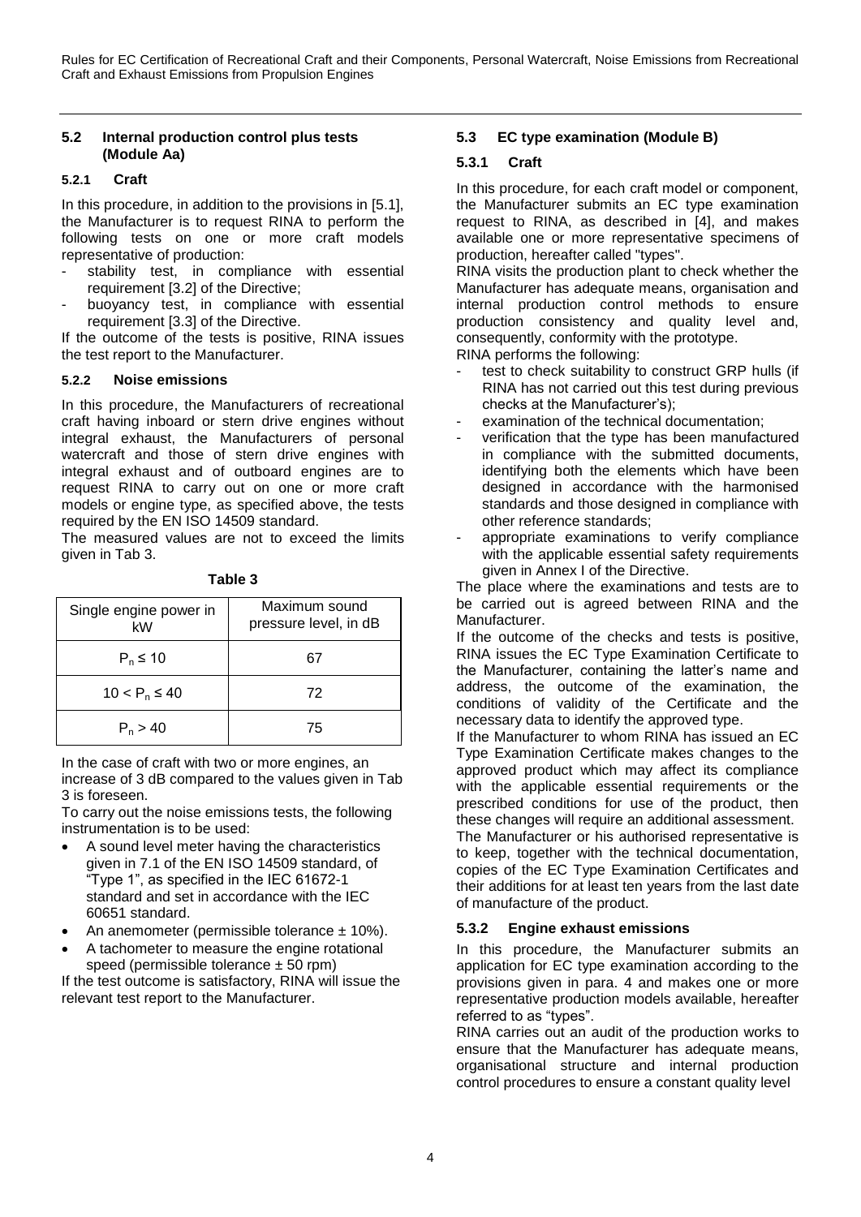### 5.2 Internal production control plus tests (Module Aa)

#### 5.2.1 Craft

In this procedure, in addition to the provisions in [5.1], the Manufacturer is to request RINA to perform the following tests on one or more craft models representative of production:

- stability test, in compliance with essential requirement [3.2] of the Directive;
- buoyancy test, in compliance with essential requirement [3.3] of the Directive.

If the outcome of the tests is positive, RINA issues the test report to the Manufacturer.

#### 5.2.2 Noise emissions

In this procedure, the Manufacturers of recreational craft having inboard or stern drive engines without integral exhaust, the Manufacturers of personal watercraft and those of stern drive engines with integral exhaust and of outboard engines are to request RINA to carry out on one or more craft models or engine type, as specified above, the tests required by the EN ISO 14509 standard.

The measured values are not to exceed the limits given in Tab 3.

**Table 3**

| Single engine power in kW | Maximum sound pressure level, in dB |
|---|---|
| $P_n \leq 10$ | 67 |
| $10 < P_n \leq 40$ | 72 |
| $P_n > 40$ | 75 |

In the case of craft with two or more engines, an increase of 3 dB compared to the values given in Tab 3 is foreseen.

To carry out the noise emissions tests, the following instrumentation is to be used:

- A sound level meter having the characteristics given in 7.1 of the EN ISO 14509 standard, of "Type 1", as specified in the IEC 61672-1 standard and set in accordance with the IEC 60651 standard.
- An anemometer (permissible tolerance ± 10%).
- A tachometer to measure the engine rotational speed (permissible tolerance ± 50 rpm)

If the test outcome is satisfactory, RINA will issue the relevant test report to the Manufacturer.

### 5.3 EC type examination (Module B)

#### 5.3.1 Craft

In this procedure, for each craft model or component, the Manufacturer submits an EC type examination request to RINA, as described in [4], and makes available one or more representative specimens of production, hereafter called "types".

RINA visits the production plant to check whether the Manufacturer has adequate means, organisation and internal production control methods to ensure production consistency and quality level and, consequently, conformity with the prototype.

RINA performs the following:

- test to check suitability to construct GRP hulls (if RINA has not carried out this test during previous checks at the Manufacturer's);
- examination of the technical documentation;
- verification that the type has been manufactured in compliance with the submitted documents, identifying both the elements which have been designed in accordance with the harmonised standards and those designed in compliance with other reference standards;
- appropriate examinations to verify compliance with the applicable essential safety requirements given in Annex I of the Directive.

The place where the examinations and tests are to be carried out is agreed between RINA and the Manufacturer.

If the outcome of the checks and tests is positive, RINA issues the EC Type Examination Certificate to the Manufacturer, containing the latter's name and address, the outcome of the examination, the conditions of validity of the Certificate and the necessary data to identify the approved type.

If the Manufacturer to whom RINA has issued an EC Type Examination Certificate makes changes to the approved product which may affect its compliance with the applicable essential requirements or the prescribed conditions for use of the product, then these changes will require an additional assessment.

The Manufacturer or his authorised representative is to keep, together with the technical documentation, copies of the EC Type Examination Certificates and their additions for at least ten years from the last date of manufacture of the product.

#### 5.3.2 Engine exhaust emissions

In this procedure, the Manufacturer submits an application for EC type examination according to the provisions given in para. 4 and makes one or more representative production models available, hereafter referred to as "types".

RINA carries out an audit of the production works to ensure that the Manufacturer has adequate means, organisational structure and internal production control procedures to ensure a constant quality level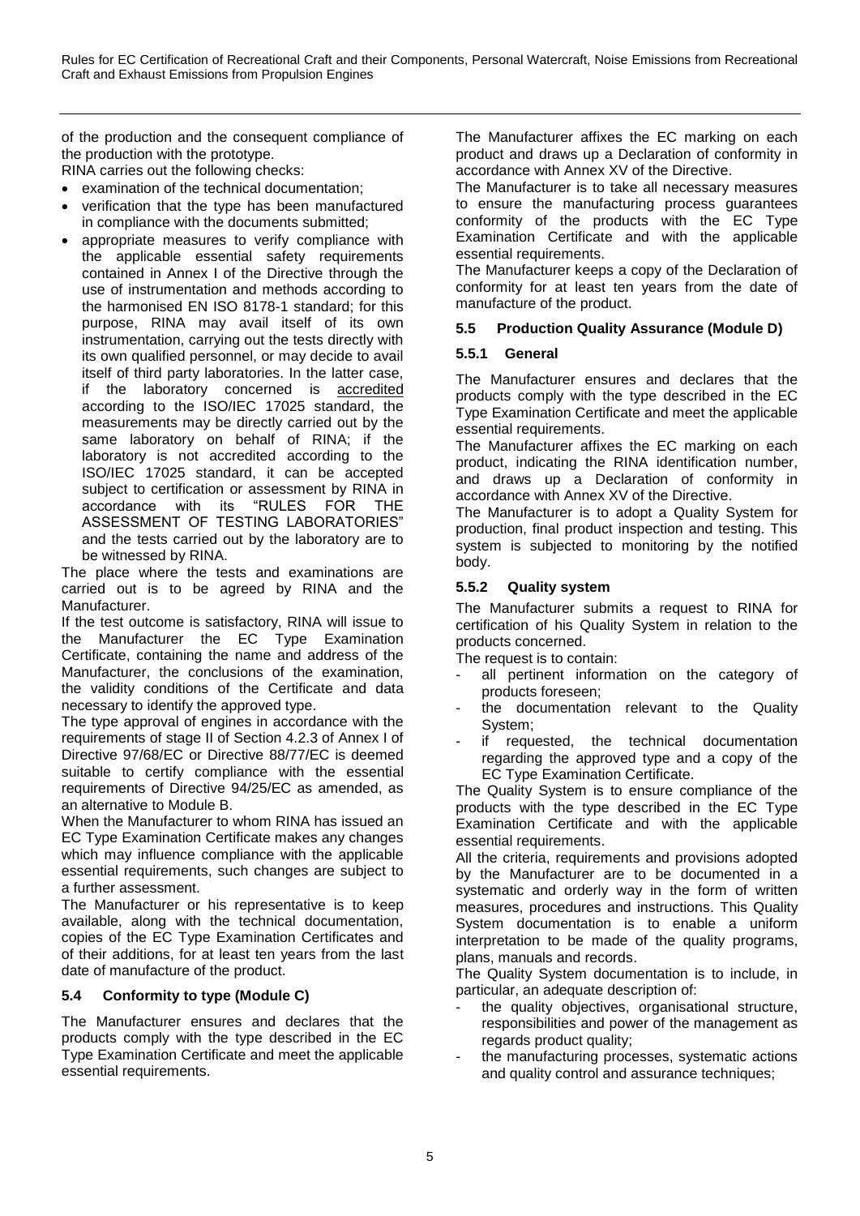of the production and the consequent compliance of the production with the prototype.

RINA carries out the following checks:

- examination of the technical documentation;
- verification that the type has been manufactured in compliance with the documents submitted;
- appropriate measures to verify compliance with the applicable essential safety requirements contained in Annex I of the Directive through the use of instrumentation and methods according to the harmonised EN ISO 8178-1 standard; for this purpose, RINA may avail itself of its own instrumentation, carrying out the tests directly with its own qualified personnel, or may decide to avail itself of third party laboratories. In the latter case, if the laboratory concerned is accredited according to the ISO/IEC 17025 standard, the measurements may be directly carried out by the same laboratory on behalf of RINA; if the laboratory is not accredited according to the ISO/IEC 17025 standard, it can be accepted subject to certification or assessment by RINA in accordance with its "RULES FOR THE ASSESSMENT OF TESTING LABORATORIES" and the tests carried out by the laboratory are to be witnessed by RINA.

The place where the tests and examinations are carried out is to be agreed by RINA and the Manufacturer.

If the test outcome is satisfactory, RINA will issue to the Manufacturer the EC Type Examination Certificate, containing the name and address of the Manufacturer, the conclusions of the examination, the validity conditions of the Certificate and data necessary to identify the approved type.

The type approval of engines in accordance with the requirements of stage II of Section 4.2.3 of Annex I of Directive 97/68/EC or Directive 88/77/EC is deemed suitable to certify compliance with the essential requirements of Directive 94/25/EC as amended, as an alternative to Module B.

When the Manufacturer to whom RINA has issued an EC Type Examination Certificate makes any changes which may influence compliance with the applicable essential requirements, such changes are subject to a further assessment.

The Manufacturer or his representative is to keep available, along with the technical documentation, copies of the EC Type Examination Certificates and of their additions, for at least ten years from the last date of manufacture of the product.

### 5.4 Conformity to type (Module C)

The Manufacturer ensures and declares that the products comply with the type described in the EC Type Examination Certificate and meet the applicable essential requirements.

The Manufacturer affixes the EC marking on each product and draws up a Declaration of conformity in accordance with Annex XV of the Directive.

The Manufacturer is to take all necessary measures to ensure the manufacturing process guarantees conformity of the products with the EC Type Examination Certificate and with the applicable essential requirements.

The Manufacturer keeps a copy of the Declaration of conformity for at least ten years from the date of manufacture of the product.

### 5.5 Production Quality Assurance (Module D)

#### 5.5.1 General

The Manufacturer ensures and declares that the products comply with the type described in the EC Type Examination Certificate and meet the applicable essential requirements.

The Manufacturer affixes the EC marking on each product, indicating the RINA identification number, and draws up a Declaration of conformity in accordance with Annex XV of the Directive.

The Manufacturer is to adopt a Quality System for production, final product inspection and testing. This system is subjected to monitoring by the notified body.

#### 5.5.2 Quality system

The Manufacturer submits a request to RINA for certification of his Quality System in relation to the products concerned.

The request is to contain:

- all pertinent information on the category of products foreseen;
- the documentation relevant to the Quality System;
- if requested, the technical documentation regarding the approved type and a copy of the EC Type Examination Certificate.

The Quality System is to ensure compliance of the products with the type described in the EC Type Examination Certificate and with the applicable essential requirements.

All the criteria, requirements and provisions adopted by the Manufacturer are to be documented in a systematic and orderly way in the form of written measures, procedures and instructions. This Quality System documentation is to enable a uniform interpretation to be made of the quality programs, plans, manuals and records.

The Quality System documentation is to include, in particular, an adequate description of:

- the quality objectives, organisational structure, responsibilities and power of the management as regards product quality;
- the manufacturing processes, systematic actions and quality control and assurance techniques;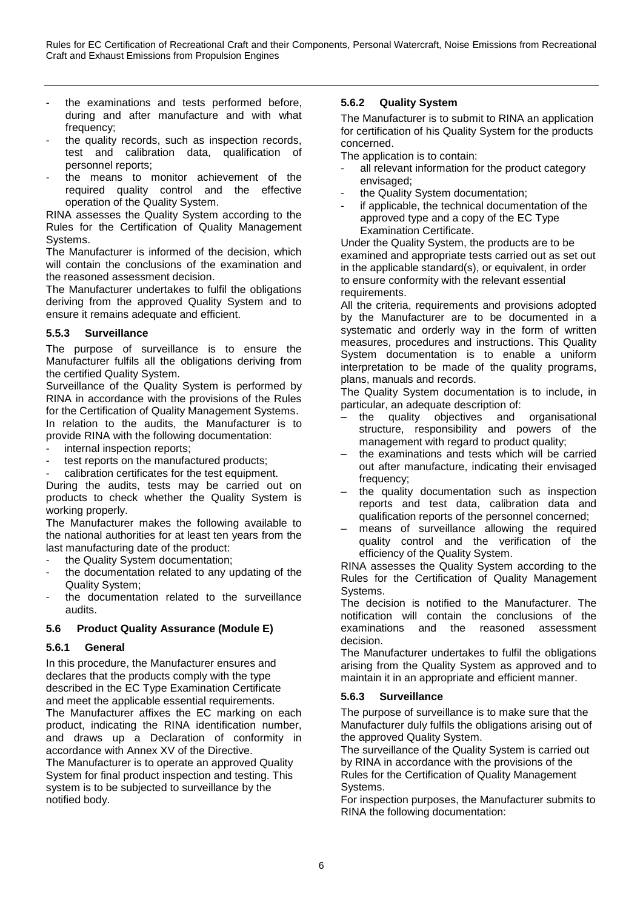- the examinations and tests performed before, during and after manufacture and with what frequency;
- the quality records, such as inspection records, test and calibration data, qualification of personnel reports;
- the means to monitor achievement of the required quality control and the effective operation of the Quality System.

RINA assesses the Quality System according to the Rules for the Certification of Quality Management Systems.

The Manufacturer is informed of the decision, which will contain the conclusions of the examination and the reasoned assessment decision.

The Manufacturer undertakes to fulfil the obligations deriving from the approved Quality System and to ensure it remains adequate and efficient.

#### 5.5.3 Surveillance

The purpose of surveillance is to ensure the Manufacturer fulfils all the obligations deriving from the certified Quality System.

Surveillance of the Quality System is performed by RINA in accordance with the provisions of the Rules for the Certification of Quality Management Systems.

In relation to the audits, the Manufacturer is to provide RINA with the following documentation:

- internal inspection reports;
- test reports on the manufactured products;
- calibration certificates for the test equipment.

During the audits, tests may be carried out on products to check whether the Quality System is working properly.

The Manufacturer makes the following available to the national authorities for at least ten years from the last manufacturing date of the product:

- the Quality System documentation;
- the documentation related to any updating of the Quality System;
- the documentation related to the surveillance audits.

### 5.6 Product Quality Assurance (Module E)

#### 5.6.1 General

In this procedure, the Manufacturer ensures and declares that the products comply with the type described in the EC Type Examination Certificate and meet the applicable essential requirements.

The Manufacturer affixes the EC marking on each product, indicating the RINA identification number, and draws up a Declaration of conformity in accordance with Annex XV of the Directive.

The Manufacturer is to operate an approved Quality System for final product inspection and testing. This system is to be subjected to surveillance by the notified body.

#### 5.6.2 Quality System

The Manufacturer is to submit to RINA an application for certification of his Quality System for the products concerned.

The application is to contain:

- all relevant information for the product category envisaged;
- the Quality System documentation;
- if applicable, the technical documentation of the approved type and a copy of the EC Type Examination Certificate.

Under the Quality System, the products are to be examined and appropriate tests carried out as set out in the applicable standard(s), or equivalent, in order to ensure conformity with the relevant essential requirements.

All the criteria, requirements and provisions adopted by the Manufacturer are to be documented in a systematic and orderly way in the form of written measures, procedures and instructions. This Quality System documentation is to enable a uniform interpretation to be made of the quality programs, plans, manuals and records.

The Quality System documentation is to include, in particular, an adequate description of:

- the quality objectives and organisational structure, responsibility and powers of the management with regard to product quality;
- the examinations and tests which will be carried out after manufacture, indicating their envisaged frequency;
- the quality documentation such as inspection reports and test data, calibration data and qualification reports of the personnel concerned;
- means of surveillance allowing the required quality control and the verification of the efficiency of the Quality System.

RINA assesses the Quality System according to the Rules for the Certification of Quality Management Systems.

The decision is notified to the Manufacturer. The notification will contain the conclusions of the examinations and the reasoned assessment decision.

The Manufacturer undertakes to fulfil the obligations arising from the Quality System as approved and to maintain it in an appropriate and efficient manner.

#### 5.6.3 Surveillance

The purpose of surveillance is to make sure that the Manufacturer duly fulfils the obligations arising out of the approved Quality System.

The surveillance of the Quality System is carried out by RINA in accordance with the provisions of the Rules for the Certification of Quality Management Systems.

For inspection purposes, the Manufacturer submits to RINA the following documentation: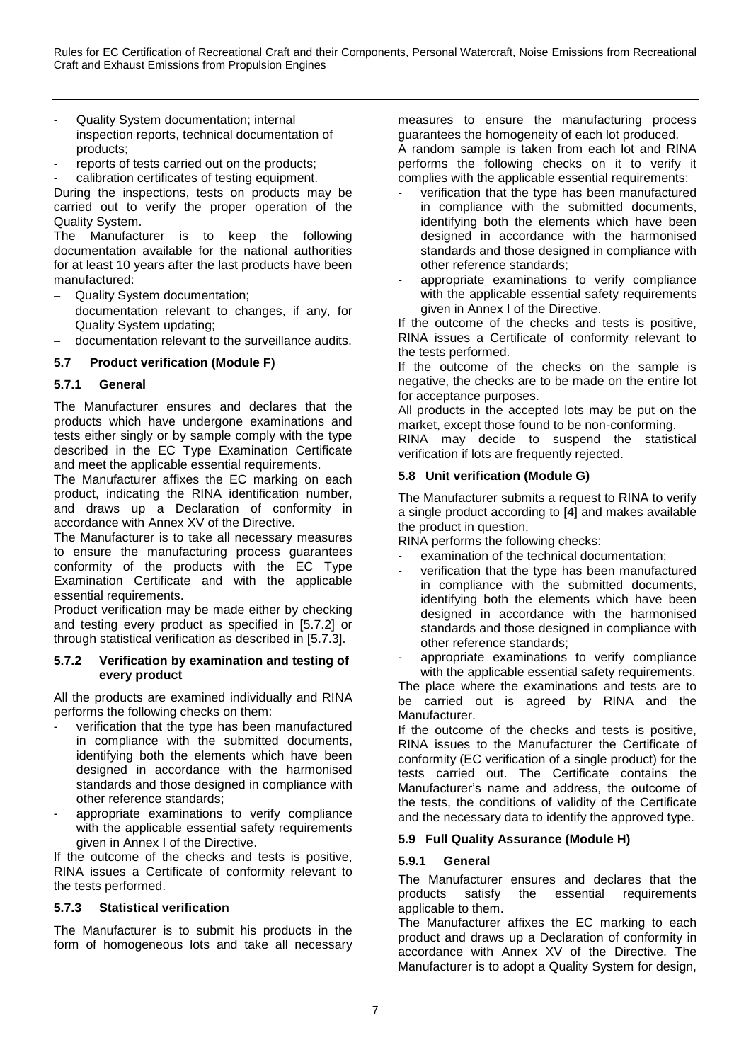- Quality System documentation; internal inspection reports, technical documentation of products;
- reports of tests carried out on the products;
- calibration certificates of testing equipment.

During the inspections, tests on products may be carried out to verify the proper operation of the Quality System.

The Manufacturer is to keep the following documentation available for the national authorities for at least 10 years after the last products have been manufactured:

- Quality System documentation;
- documentation relevant to changes, if any, for Quality System updating;
- documentation relevant to the surveillance audits.

### 5.7 Product verification (Module F)

#### 5.7.1 General

The Manufacturer ensures and declares that the products which have undergone examinations and tests either singly or by sample comply with the type described in the EC Type Examination Certificate and meet the applicable essential requirements.

The Manufacturer affixes the EC marking on each product, indicating the RINA identification number, and draws up a Declaration of conformity in accordance with Annex XV of the Directive.

The Manufacturer is to take all necessary measures to ensure the manufacturing process guarantees conformity of the products with the EC Type Examination Certificate and with the applicable essential requirements.

Product verification may be made either by checking and testing every product as specified in [5.7.2] or through statistical verification as described in [5.7.3].

#### 5.7.2 Verification by examination and testing of every product

All the products are examined individually and RINA performs the following checks on them:

- verification that the type has been manufactured in compliance with the submitted documents, identifying both the elements which have been designed in accordance with the harmonised standards and those designed in compliance with other reference standards;
- appropriate examinations to verify compliance with the applicable essential safety requirements given in Annex I of the Directive.

If the outcome of the checks and tests is positive, RINA issues a Certificate of conformity relevant to the tests performed.

#### 5.7.3 Statistical verification

The Manufacturer is to submit his products in the form of homogeneous lots and take all necessary measures to ensure the manufacturing process guarantees the homogeneity of each lot produced.

A random sample is taken from each lot and RINA performs the following checks on it to verify it complies with the applicable essential requirements:

- verification that the type has been manufactured in compliance with the submitted documents, identifying both the elements which have been designed in accordance with the harmonised standards and those designed in compliance with other reference standards;
- appropriate examinations to verify compliance with the applicable essential safety requirements given in Annex I of the Directive.

If the outcome of the checks and tests is positive, RINA issues a Certificate of conformity relevant to the tests performed.

If the outcome of the checks on the sample is negative, the checks are to be made on the entire lot for acceptance purposes.

All products in the accepted lots may be put on the market, except those found to be non-conforming.

RINA may decide to suspend the statistical verification if lots are frequently rejected.

### 5.8 Unit verification (Module G)

The Manufacturer submits a request to RINA to verify a single product according to [4] and makes available the product in question.

RINA performs the following checks:

- examination of the technical documentation;
- verification that the type has been manufactured in compliance with the submitted documents, identifying both the elements which have been designed in accordance with the harmonised standards and those designed in compliance with other reference standards;
- appropriate examinations to verify compliance with the applicable essential safety requirements.

The place where the examinations and tests are to be carried out is agreed by RINA and the Manufacturer.

If the outcome of the checks and tests is positive, RINA issues to the Manufacturer the Certificate of conformity (EC verification of a single product) for the tests carried out. The Certificate contains the Manufacturer's name and address, the outcome of the tests, the conditions of validity of the Certificate and the necessary data to identify the approved type.

### 5.9 Full Quality Assurance (Module H)

#### 5.9.1 General

The Manufacturer ensures and declares that the products satisfy the essential requirements applicable to them.

The Manufacturer affixes the EC marking to each product and draws up a Declaration of conformity in accordance with Annex XV of the Directive. The Manufacturer is to adopt a Quality System for design,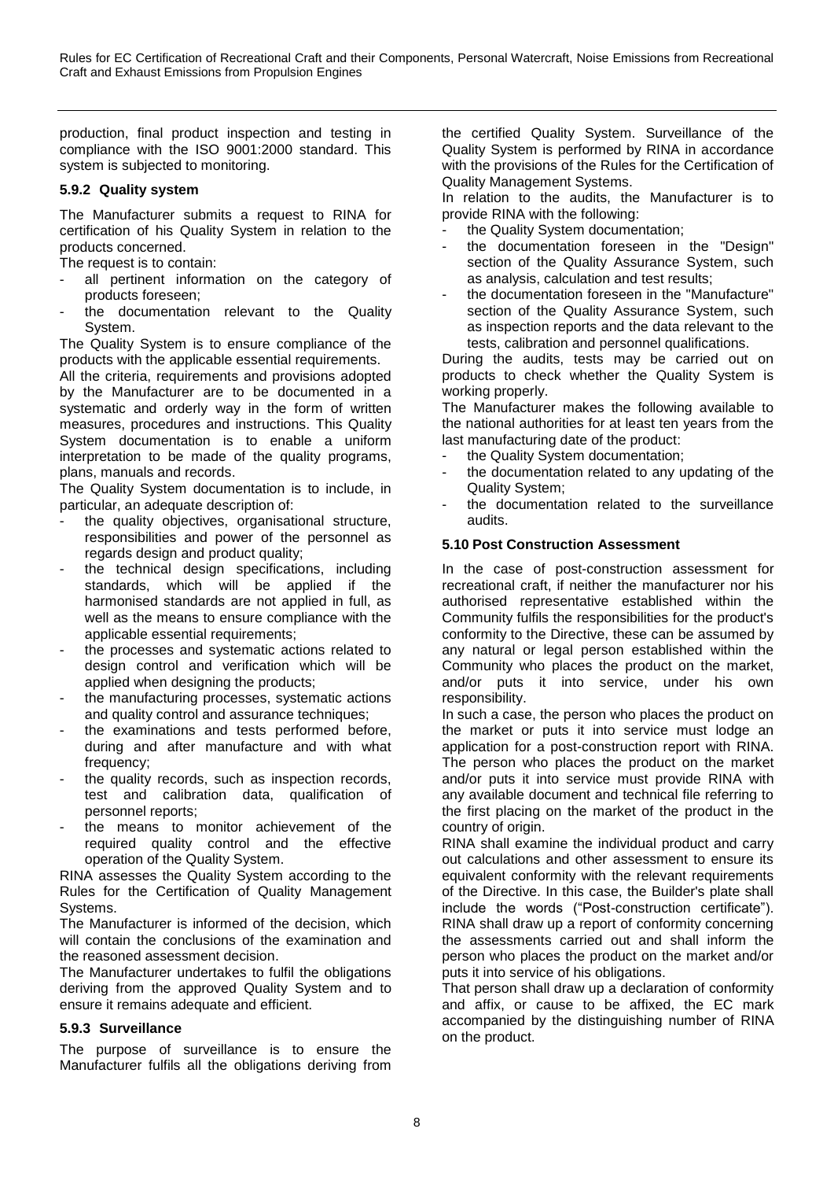production, final product inspection and testing in compliance with the ISO 9001:2000 standard. This system is subjected to monitoring.

#### 5.9.2 Quality system

The Manufacturer submits a request to RINA for certification of his Quality System in relation to the products concerned.

The request is to contain:

- all pertinent information on the category of products foreseen;
- the documentation relevant to the Quality System.

The Quality System is to ensure compliance of the products with the applicable essential requirements.

All the criteria, requirements and provisions adopted by the Manufacturer are to be documented in a systematic and orderly way in the form of written measures, procedures and instructions. This Quality System documentation is to enable a uniform interpretation to be made of the quality programs, plans, manuals and records.

The Quality System documentation is to include, in particular, an adequate description of:

- the quality objectives, organisational structure, responsibilities and power of the personnel as regards design and product quality;
- the technical design specifications, including standards, which will be applied if the harmonised standards are not applied in full, as well as the means to ensure compliance with the applicable essential requirements;
- the processes and systematic actions related to design control and verification which will be applied when designing the products;
- the manufacturing processes, systematic actions and quality control and assurance techniques;
- the examinations and tests performed before, during and after manufacture and with what frequency;
- the quality records, such as inspection records, test and calibration data, qualification of personnel reports;
- the means to monitor achievement of the required quality control and the effective operation of the Quality System.

RINA assesses the Quality System according to the Rules for the Certification of Quality Management Systems.

The Manufacturer is informed of the decision, which will contain the conclusions of the examination and the reasoned assessment decision.

The Manufacturer undertakes to fulfil the obligations deriving from the approved Quality System and to ensure it remains adequate and efficient.

#### 5.9.3 Surveillance

The purpose of surveillance is to ensure the Manufacturer fulfils all the obligations deriving from the certified Quality System. Surveillance of the Quality System is performed by RINA in accordance with the provisions of the Rules for the Certification of Quality Management Systems.

In relation to the audits, the Manufacturer is to provide RINA with the following:

- the Quality System documentation;
- the documentation foreseen in the "Design" section of the Quality Assurance System, such as analysis, calculation and test results;
- the documentation foreseen in the "Manufacture" section of the Quality Assurance System, such as inspection reports and the data relevant to the tests, calibration and personnel qualifications.

During the audits, tests may be carried out on products to check whether the Quality System is working properly.

The Manufacturer makes the following available to the national authorities for at least ten years from the last manufacturing date of the product:

- the Quality System documentation;
- the documentation related to any updating of the Quality System;
- the documentation related to the surveillance audits.

### 5.10 Post Construction Assessment

In the case of post-construction assessment for recreational craft, if neither the manufacturer nor his authorised representative established within the Community fulfils the responsibilities for the product's conformity to the Directive, these can be assumed by any natural or legal person established within the Community who places the product on the market, and/or puts it into service, under his own responsibility.

In such a case, the person who places the product on the market or puts it into service must lodge an application for a post-construction report with RINA. The person who places the product on the market and/or puts it into service must provide RINA with any available document and technical file referring to the first placing on the market of the product in the country of origin.

RINA shall examine the individual product and carry out calculations and other assessment to ensure its equivalent conformity with the relevant requirements of the Directive. In this case, the Builder's plate shall include the words ("Post-construction certificate"). RINA shall draw up a report of conformity concerning the assessments carried out and shall inform the person who places the product on the market and/or puts it into service of his obligations.

That person shall draw up a declaration of conformity and affix, or cause to be affixed, the EC mark accompanied by the distinguishing number of RINA on the product.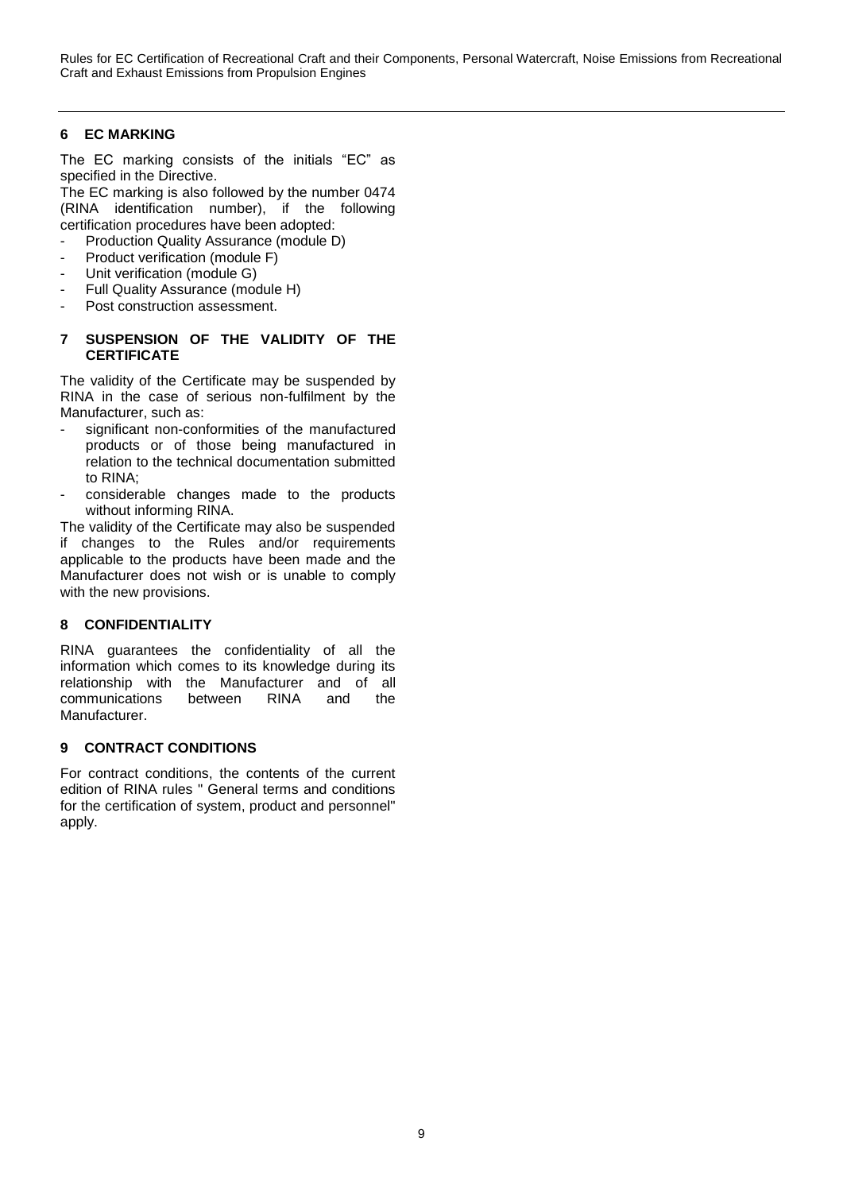## 6 EC MARKING

The EC marking consists of the initials "EC" as specified in the Directive.

The EC marking is also followed by the number 0474 (RINA identification number), if the following certification procedures have been adopted:

- Production Quality Assurance (module D)
- Product verification (module F)
- Unit verification (module G)
- Full Quality Assurance (module H)
- Post construction assessment.

## 7 SUSPENSION OF THE VALIDITY OF THE CERTIFICATE

The validity of the Certificate may be suspended by RINA in the case of serious non-fulfilment by the Manufacturer, such as:

- significant non-conformities of the manufactured products or of those being manufactured in relation to the technical documentation submitted to RINA;
- considerable changes made to the products without informing RINA.

The validity of the Certificate may also be suspended if changes to the Rules and/or requirements applicable to the products have been made and the Manufacturer does not wish or is unable to comply with the new provisions.

## 8 CONFIDENTIALITY

RINA guarantees the confidentiality of all the information which comes to its knowledge during its relationship with the Manufacturer and of all communications between RINA and the Manufacturer.

## 9 CONTRACT CONDITIONS

For contract conditions, the contents of the current edition of RINA rules " General terms and conditions for the certification of system, product and personnel" apply.